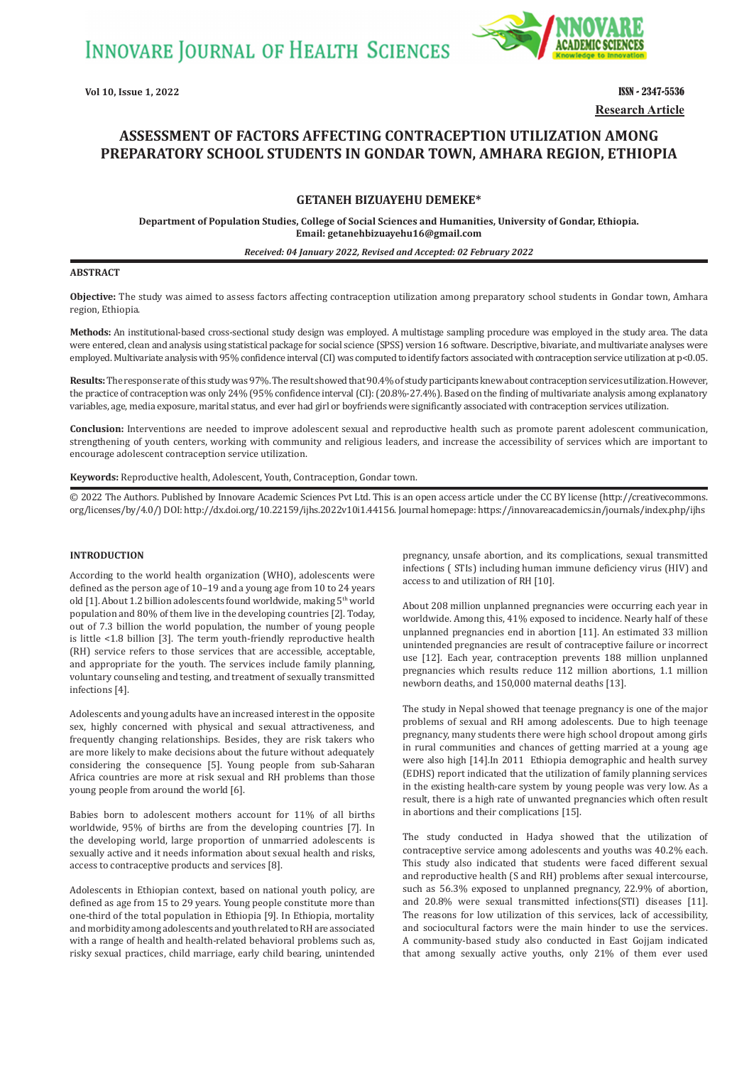Research Article

# ASSESSMENT OF FACTORS AFFECTING CONTRACEPTION UTILIZATION AMONG PREPARATORY SCHOOL STUDENTS IN GONDAR TOWN, AMHARA REGION, ETHIOPIA

**GETANEH BIZUAYEHU DEMEKE***

**Department of Population Studies, College of Social Sciences and Humanities, University of Gondar, Ethiopia. Email: getanehbizuayehu16@gmail.com**

*Received: 04 January 2022, Revised and Accepted: 02 February 2022*

## ABSTRACT

**Objective:** The study was aimed to assess factors affecting contraception utilization among preparatory school students in Gondar town, Amhara region, Ethiopia.

**Methods:** An institutional-based cross-sectional study design was employed. A multistage sampling procedure was employed in the study area. The data were entered, clean and analysis using statistical package for social science (SPSS) version 16 software. Descriptive, bivariate, and multivariate analyses were employed. Multivariate analysis with 95% confidence interval (CI) was computed to identify factors associated with contraception service utilization at p<0.05.

**Results:** The response rate of this study was 97%. The result showed that 90.4% of study participants knew about contraception services utilization. However, the practice of contraception was only 24% (95% confidence interval (CI): (20.8%-27.4%). Based on the finding of multivariate analysis among explanatory variables, age, media exposure, marital status, and ever had girl or boyfriends were significantly associated with contraception services utilization.

**Conclusion:** Interventions are needed to improve adolescent sexual and reproductive health such as promote parent adolescent communication, strengthening of youth centers, working with community and religious leaders, and increase the accessibility of services which are important to encourage adolescent contraception service utilization.

**Keywords:** Reproductive health, Adolescent, Youth, Contraception, Gondar town.

© 2022 The Authors. Published by Innovare Academic Sciences Pvt Ltd. This is an open access article under the CC BY license (http://creativecommons.org/licenses/by/4.0/) DOI: http://dx.doi.org/10.22159/ijhs.2022v10i1.44156. Journal homepage: https://innovareacademics.in/journals/index.php/ijhs

## INTRODUCTION

According to the world health organization (WHO), adolescents were defined as the person age of 10–19 and a young age from 10 to 24 years old [1]. About 1.2 billion adolescents found worldwide, making 5th world population and 80% of them live in the developing countries [2]. Today, out of 7.3 billion the world population, the number of young people is little <1.8 billion [3]. The term youth-friendly reproductive health (RH) service refers to those services that are accessible, acceptable, and appropriate for the youth. The services include family planning, voluntary counseling and testing, and treatment of sexually transmitted infections [4].

Adolescents and young adults have an increased interest in the opposite sex, highly concerned with physical and sexual attractiveness, and frequently changing relationships. Besides, they are risk takers who are more likely to make decisions about the future without adequately considering the consequence [5]. Young people from sub-Saharan Africa countries are more at risk sexual and RH problems than those young people from around the world [6].

Babies born to adolescent mothers account for 11% of all births worldwide, 95% of births are from the developing countries [7]. In the developing world, large proportion of unmarried adolescents is sexually active and it needs information about sexual health and risks, access to contraceptive products and services [8].

Adolescents in Ethiopian context, based on national youth policy, are defined as age from 15 to 29 years. Young people constitute more than one-third of the total population in Ethiopia [9]. In Ethiopia, mortality and morbidity among adolescents and youth related to RH are associated with a range of health and health-related behavioral problems such as, risky sexual practices, child marriage, early child bearing, unintended pregnancy, unsafe abortion, and its complications, sexual transmitted infections ( STIs) including human immune deficiency virus (HIV) and access to and utilization of RH [10].

About 208 million unplanned pregnancies were occurring each year in worldwide. Among this, 41% exposed to incidence. Nearly half of these unplanned pregnancies end in abortion [11]. An estimated 33 million unintended pregnancies are result of contraceptive failure or incorrect use [12]. Each year, contraception prevents 188 million unplanned pregnancies which results reduce 112 million abortions, 1.1 million newborn deaths, and 150,000 maternal deaths [13].

The study in Nepal showed that teenage pregnancy is one of the major problems of sexual and RH among adolescents. Due to high teenage pregnancy, many students there were high school dropout among girls in rural communities and chances of getting married at a young age were also high [14].In 2011 Ethiopia demographic and health survey (EDHS) report indicated that the utilization of family planning services in the existing health-care system by young people was very low. As a result, there is a high rate of unwanted pregnancies which often result in abortions and their complications [15].

The study conducted in Hadya showed that the utilization of contraceptive service among adolescents and youths was 40.2% each. This study also indicated that students were faced different sexual and reproductive health (S and RH) problems after sexual intercourse, such as 56.3% exposed to unplanned pregnancy, 22.9% of abortion, and 20.8% were sexual transmitted infections(STI) diseases [11]. The reasons for low utilization of this services, lack of accessibility, and sociocultural factors were the main hinder to use the services. A community-based study also conducted in East Gojjam indicated that among sexually active youths, only 21% of them ever used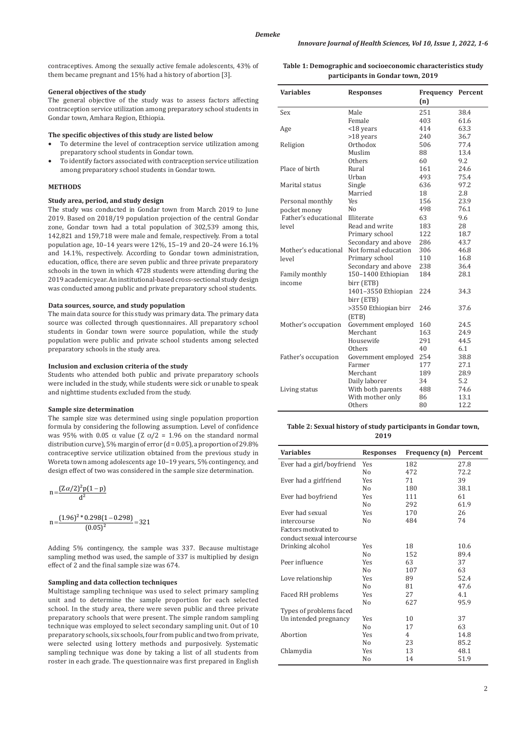contraceptives. Among the sexually active female adolescents, 43% of them became pregnant and 15% had a history of abortion [3].

### General objectives of the study

The general objective of the study was to assess factors affecting contraception service utilization among preparatory school students in Gondar town, Amhara Region, Ethiopia.

### The specific objectives of this study are listed below

- To determine the level of contraception service utilization among preparatory school students in Gondar town.
- To identify factors associated with contraception service utilization among preparatory school students in Gondar town.

## METHODS

### Study area, period, and study design

The study was conducted in Gondar town from March 2019 to June 2019. Based on 2018/19 population projection of the central Gondar zone, Gondar town had a total population of 302,539 among this, 142,821 and 159,718 were male and female, respectively. From a total population age, 10–14 years were 12%, 15–19 and 20–24 were 16.1% and 14.1%, respectively. According to Gondar town administration, education, office, there are seven public and three private preparatory schools in the town in which 4728 students were attending during the 2019 academic year. An institutional-based cross-sectional study design was conducted among public and private preparatory school students.

### Data sources, source, and study population

The main data source for this study was primary data. The primary data source was collected through questionnaires. All preparatory school students in Gondar town were source population, while the study population were public and private school students among selected preparatory schools in the study area.

### Inclusion and exclusion criteria of the study

Students who attended both public and private preparatory schools were included in the study, while students were sick or unable to speak and nighttime students excluded from the study.

### Sample size determination

The sample size was determined using single population proportion formula by considering the following assumption. Level of confidence was 95% with 0.05 α value (Z α/2 = 1.96 on the standard normal distribution curve), 5% margin of error (d = 0.05), a proportion of 29.8% contraceptive service utilization obtained from the previous study in Woreta town among adolescents age 10–19 years, 5% contingency, and design effect of two was considered in the sample size determination.

$$n = \frac{(Z\alpha/2)^2 p(1-p)}{d^2}$$

$$n = \frac{(1.96)^2 * 0.298(1-0.298)}{(0.05)^2} = 321$$

Adding 5% contingency, the sample was 337. Because multistage sampling method was used, the sample of 337 is multiplied by design effect of 2 and the final sample size was 674.

### Sampling and data collection techniques

Multistage sampling technique was used to select primary sampling unit and to determine the sample proportion for each selected school. In the study area, there were seven public and three private preparatory schools that were present. The simple random sampling technique was employed to select secondary sampling unit. Out of 10 preparatory schools, six schools, four from public and two from private, were selected using lottery methods and purposively. Systematic sampling technique was done by taking a list of all students from roster in each grade. The questionnaire was first prepared in English

**Table 1: Demographic and socioeconomic characteristics study participants in Gondar town, 2019**

| Variables | Responses | Frequency (n) | Percent |
|---|---|---|---|
| Sex | Male | 251 | 38.4 |
| | Female | 403 | 61.6 |
| Age | <18 years | 414 | 63.3 |
| | >18 years | 240 | 36.7 |
| Religion | Orthodox | 506 | 77.4 |
| | Muslim | 88 | 13.4 |
| | Others | 60 | 9.2 |
| Place of birth | Rural | 161 | 24.6 |
| | Urban | 493 | 75.4 |
| Marital status | Single | 636 | 97.2 |
| | Married | 18 | 2.8 |
| Personal monthly pocket money | Yes | 156 | 23.9 |
| | No | 498 | 76.1 |
| Father's educational level | Illiterate | 63 | 9.6 |
| | Read and write | 183 | 28 |
| | Primary school | 122 | 18.7 |
| | Secondary and above | 286 | 43.7 |
| Mother's educational level | Not formal education | 306 | 46.8 |
| | Primary school | 110 | 16.8 |
| | Secondary and above | 238 | 36.4 |
| Family monthly income | 150–1400 Ethiopian birr (ETB) | 184 | 28.1 |
| | 1401–3550 Ethiopian birr (ETB) | 224 | 34.3 |
| | >3550 Ethiopian birr (ETB) | 246 | 37.6 |
| Mother's occupation | Government employed | 160 | 24.5 |
| | Merchant | 163 | 24.9 |
| | Housewife | 291 | 44.5 |
| | Others | 40 | 6.1 |
| Father's occupation | Government employed | 254 | 38.8 |
| | Farmer | 177 | 27.1 |
| | Merchant | 189 | 28.9 |
| | Daily laborer | 34 | 5.2 |
| Living status | With both parents | 488 | 74.6 |
| | With mother only | 86 | 13.1 |
| | Others | 80 | 12.2 |

**Table 2: Sexual history of study participants in Gondar town, 2019**

| Variables | Responses | Frequency (n) | Percent |
|---|---|---|---|
| Ever had a girl/boyfriend | Yes | 182 | 27.8 |
| | No | 472 | 72.2 |
| Ever had a girlfriend | Yes | 71 | 39 |
| | No | 180 | 38.1 |
| Ever had boyfriend | Yes | 111 | 61 |
| | No | 292 | 61.9 |
| Ever had sexual intercourse | Yes | 170 | 26 |
| | No | 484 | 74 |
| Factors motivated to conduct sexual intercourse | | | |
| Drinking alcohol | Yes | 18 | 10.6 |
| | No | 152 | 89.4 |
| Peer influence | Yes | 63 | 37 |
| | No | 107 | 63 |
| Love relationship | Yes | 89 | 52.4 |
| | No | 81 | 47.6 |
| Faced RH problems | Yes | 27 | 4.1 |
| | No | 627 | 95.9 |
| Types of problems faced | | | |
| Un intended pregnancy | Yes | 10 | 37 |
| | No | 17 | 63 |
| Abortion | Yes | 4 | 14.8 |
| | No | 23 | 85.2 |
| Chlamydia | Yes | 13 | 48.1 |
| | No | 14 | 51.9 |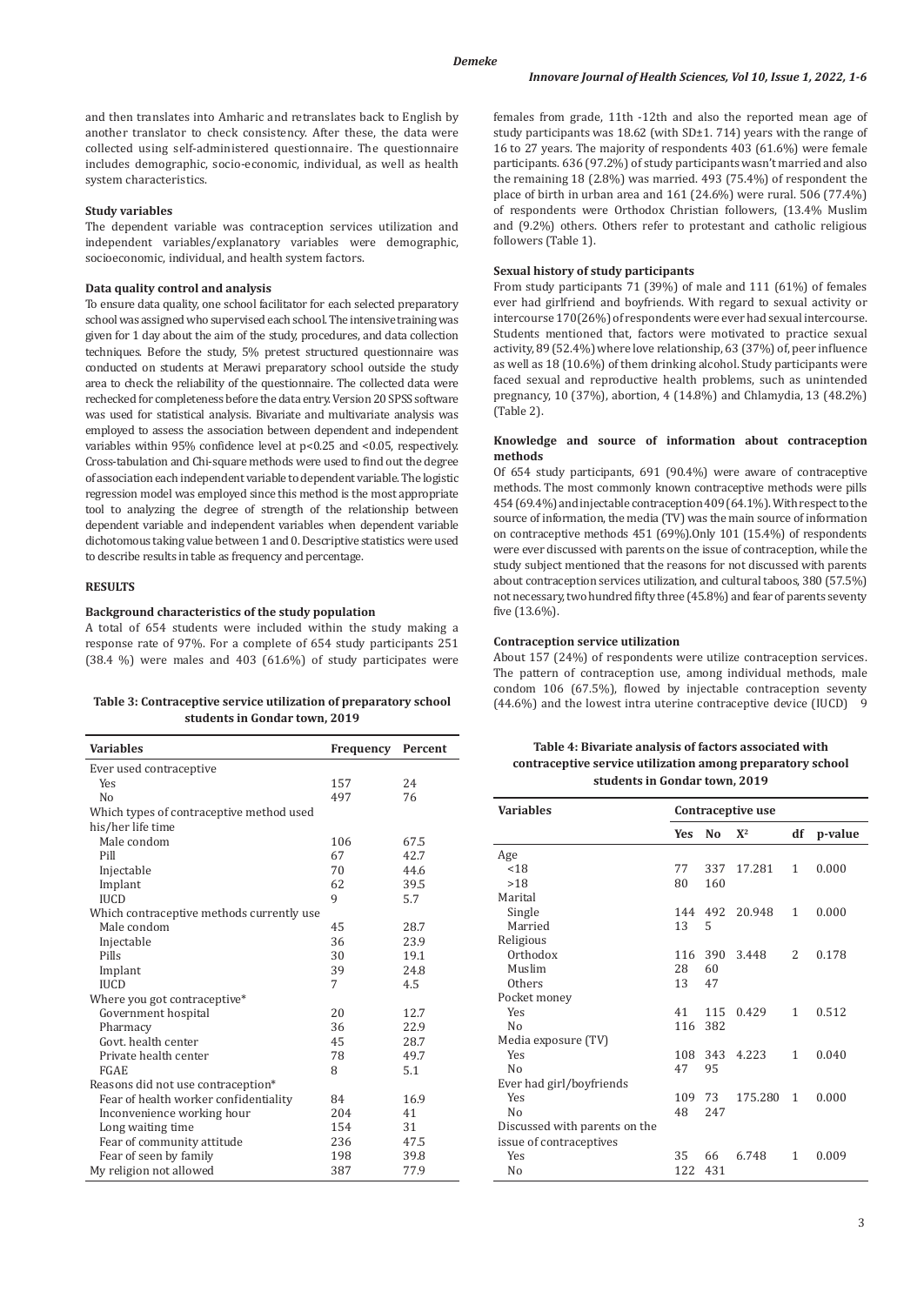and then translates into Amharic and retranslates back to English by another translator to check consistency. After these, the data were collected using self-administered questionnaire. The questionnaire includes demographic, socio-economic, individual, as well as health system characteristics.

**Study variables**

The dependent variable was contraception services utilization and independent variables/explanatory variables were demographic, socioeconomic, individual, and health system factors.

**Data quality control and analysis**

To ensure data quality, one school facilitator for each selected preparatory school was assigned who supervised each school. The intensive training was given for 1 day about the aim of the study, procedures, and data collection techniques. Before the study, 5% pretest structured questionnaire was conducted on students at Merawi preparatory school outside the study area to check the reliability of the questionnaire. The collected data were rechecked for completeness before the data entry. Version 20 SPSS software was used for statistical analysis. Bivariate and multivariate analysis was employed to assess the association between dependent and independent variables within 95% confidence level at p<0.25 and <0.05, respectively. Cross-tabulation and Chi-square methods were used to find out the degree of association each independent variable to dependent variable. The logistic regression model was employed since this method is the most appropriate tool to analyzing the degree of strength of the relationship between dependent variable and independent variables when dependent variable dichotomous taking value between 1 and 0. Descriptive statistics were used to describe results in table as frequency and percentage.

## RESULTS

**Background characteristics of the study population**

A total of 654 students were included within the study making a response rate of 97%. For a complete of 654 study participants 251 (38.4 %) were males and 403 (61.6%) of study participates were females from grade, 11th -12th and also the reported mean age of study participants was 18.62 (with SD±1. 714) years with the range of 16 to 27 years. The majority of respondents 403 (61.6%) were female participants. 636 (97.2%) of study participants wasn't married and also the remaining 18 (2.8%) was married. 493 (75.4%) of respondent the place of birth in urban area and 161 (24.6%) were rural. 506 (77.4%) of respondents were Orthodox Christian followers, (13.4% Muslim and (9.2%) others. Others refer to protestant and catholic religious followers (Table 1).

**Sexual history of study participants**

From study participants 71 (39%) of male and 111 (61%) of females ever had girlfriend and boyfriends. With regard to sexual activity or intercourse 170(26%) of respondents were ever had sexual intercourse. Students mentioned that, factors were motivated to practice sexual activity, 89 (52.4%) where love relationship, 63 (37%) of, peer influence as well as 18 (10.6%) of them drinking alcohol. Study participants were faced sexual and reproductive health problems, such as unintended pregnancy, 10 (37%), abortion, 4 (14.8%) and Chlamydia, 13 (48.2%) (Table 2).

**Knowledge and source of information about contraception methods**

Of 654 study participants, 691 (90.4%) were aware of contraceptive methods. The most commonly known contraceptive methods were pills 454 (69.4%) and injectable contraception 409 (64.1%). With respect to the source of information, the media (TV) was the main source of information on contraceptive methods 451 (69%).Only 101 (15.4%) of respondents were ever discussed with parents on the issue of contraception, while the study subject mentioned that the reasons for not discussed with parents about contraception services utilization, and cultural taboos, 380 (57.5%) not necessary, two hundred fifty three (45.8%) and fear of parents seventy five (13.6%).

**Contraception service utilization**

About 157 (24%) of respondents were utilize contraception services. The pattern of contraceptive use, among individual methods, male condom 106 (67.5%), flowed by injectable contraception seventy (44.6%) and the lowest intra uterine contraceptive device (IUCD) 9

**Table 3: Contraceptive service utilization of preparatory school students in Gondar town, 2019**

| Variables | Frequency | Percent |
|---|---|---|
| Ever used contraceptive | | |
| Yes | 157 | 24 |
| No | 497 | 76 |
| Which types of contraceptive method used his/her life time | | |
| Male condom | 106 | 67.5 |
| Pill | 67 | 42.7 |
| Injectable | 70 | 44.6 |
| Implant | 62 | 39.5 |
| IUCD | 9 | 5.7 |
| Which contraceptive methods currently use | | |
| Male condom | 45 | 28.7 |
| Injectable | 36 | 23.9 |
| Pills | 30 | 19.1 |
| Implant | 39 | 24.8 |
| IUCD | 7 | 4.5 |
| Where you got contraceptive* | | |
| Government hospital | 20 | 12.7 |
| Pharmacy | 36 | 22.9 |
| Govt. health center | 45 | 28.7 |
| Private health center | 78 | 49.7 |
| FGAE | 8 | 5.1 |
| Reasons did not use contraception* | | |
| Fear of health worker confidentiality | 84 | 16.9 |
| Inconvenience working hour | 204 | 41 |
| Long waiting time | 154 | 31 |
| Fear of community attitude | 236 | 47.5 |
| Fear of seen by family | 198 | 39.8 |
| My religion not allowed | 387 | 77.9 |

**Table 4: Bivariate analysis of factors associated with contraceptive service utilization among preparatory school students in Gondar town, 2019**

| Variables | Contraceptive use | | | | |
|---|---|---|---|---|---|
| | Yes | No | $X^2$ | df | p-value |
| Age | | | | | |
| <18 | 77 | 337 | 17.281 | 1 | 0.000 |
| >18 | 80 | 160 | | | |
| Marital | | | | | |
| Single | 144 | 492 | 20.948 | 1 | 0.000 |
| Married | 13 | 5 | | | |
| Religious | | | | | |
| Orthodox | 116 | 390 | 3.448 | 2 | 0.178 |
| Muslim | 28 | 60 | | | |
| Others | 13 | 47 | | | |
| Pocket money | | | | | |
| Yes | 41 | 115 | 0.429 | 1 | 0.512 |
| No | 116 | 382 | | | |
| Media exposure (TV) | | | | | |
| Yes | 108 | 343 | 4.223 | 1 | 0.040 |
| No | 47 | 95 | | | |
| Ever had girl/boyfriends | | | | | |
| Yes | 109 | 73 | 175.280 | 1 | 0.000 |
| No | 48 | 247 | | | |
| Discussed with parents on the issue of contraceptives | | | | | |
| Yes | 35 | 66 | 6.748 | 1 | 0.009 |
| No | 122 | 431 | | | |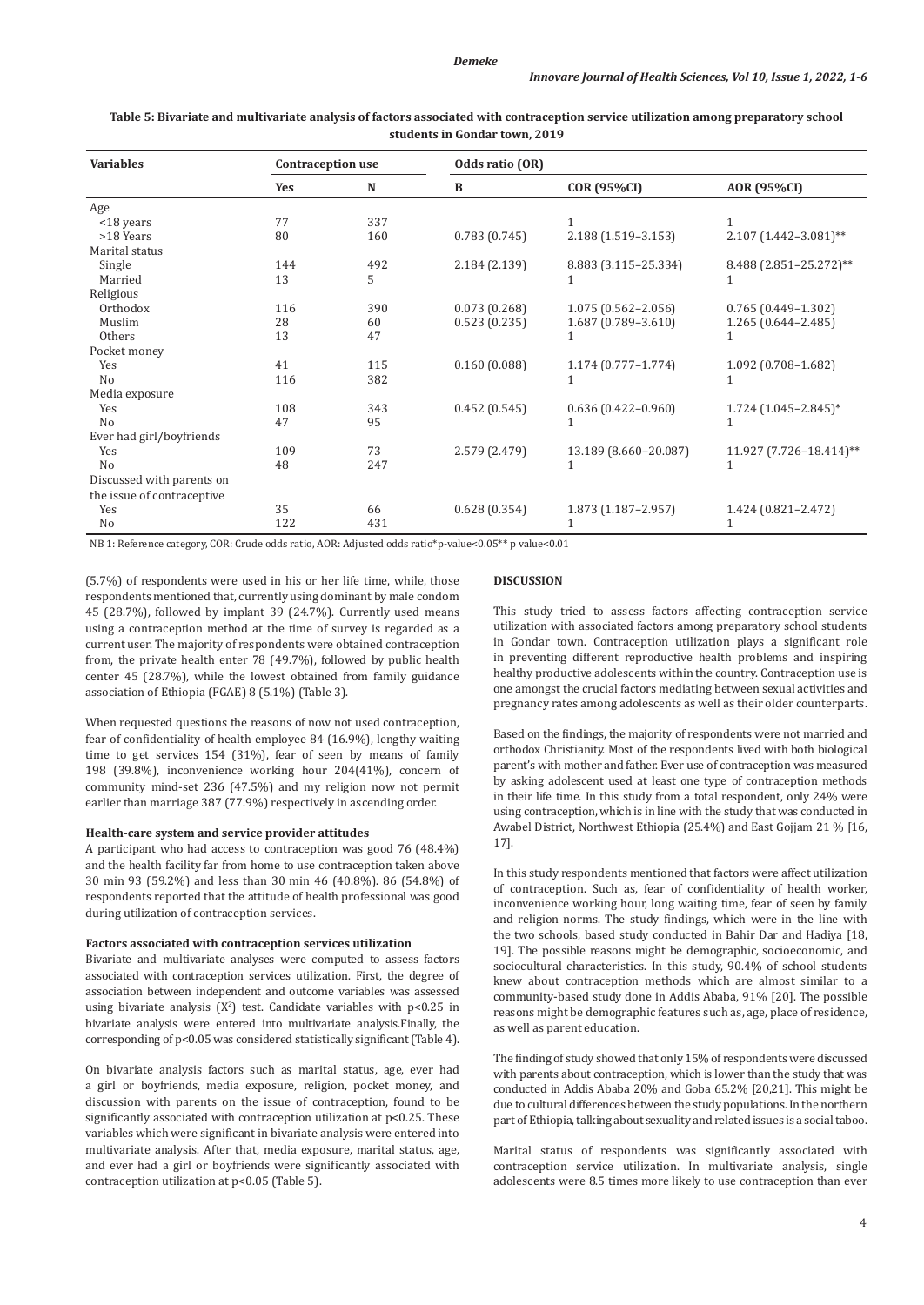**Table 5: Bivariate and multivariate analysis of factors associated with contraception service utilization among preparatory school students in Gondar town, 2019**

| Variables | Contraception use | | Odds ratio (OR) | | |
|---|---|---|---|---|---|
| | Yes | N | B | COR (95%CI) | AOR (95%CI) |
| Age | | | | | |
| <18 years | 77 | 337 | | 1 | 1 |
| >18 Years | 80 | 160 | 0.783 (0.745) | 2.188 (1.519–3.153) | 2.107 (1.442–3.081)** |
| Marital status | | | | | |
| Single | 144 | 492 | 2.184 (2.139) | 8.883 (3.115–25.334) | 8.488 (2.851–25.272)** |
| Married | 13 | 5 | | 1 | 1 |
| Religious | | | | | |
| Orthodox | 116 | 390 | 0.073 (0.268) | 1.075 (0.562–2.056) | 0.765 (0.449–1.302) |
| Muslim | 28 | 60 | 0.523 (0.235) | 1.687 (0.789–3.610) | 1.265 (0.644–2.485) |
| Others | 13 | 47 | | 1 | 1 |
| Pocket money | | | | | |
| Yes | 41 | 115 | 0.160 (0.088) | 1.174 (0.777–1.774) | 1.092 (0.708–1.682) |
| No | 116 | 382 | | 1 | 1 |
| Media exposure | | | | | |
| Yes | 108 | 343 | 0.452 (0.545) | 0.636 (0.422–0.960) | 1.724 (1.045–2.845)* |
| No | 47 | 95 | | 1 | 1 |
| Ever had girl/boyfriends | | | | | |
| Yes | 109 | 73 | 2.579 (2.479) | 13.189 (8.660–20.087) | 11.927 (7.726–18.414)** |
| No | 48 | 247 | | 1 | 1 |
| Discussed with parents on the issue of contraceptive | | | | | |
| Yes | 35 | 66 | 0.628 (0.354) | 1.873 (1.187–2.957) | 1.424 (0.821–2.472) |
| No | 122 | 431 | | 1 | 1 |

NB 1: Reference category, COR: Crude odds ratio, AOR: Adjusted odds ratio*p-value<0.05** p value<0.01

(5.7%) of respondents were used in his or her life time, while, those respondents mentioned that, currently using dominant by male condom 45 (28.7%), followed by implant 39 (24.7%). Currently used means using a contraception method at the time of survey is regarded as a current user. The majority of respondents were obtained contraception from, the private health enter 78 (49.7%), followed by public health center 45 (28.7%), while the lowest obtained from family guidance association of Ethiopia (FGAE) 8 (5.1%) (Table 3).

When requested questions the reasons of now not used contraception, fear of confidentiality of health employee 84 (16.9%), lengthy waiting time to get services 154 (31%), fear of seen by means of family 198 (39.8%), inconvenience working hour 204(41%), concern of community mind-set 236 (47.5%) and my religion now not permit earlier than marriage 387 (77.9%) respectively in ascending order.

#### Health-care system and service provider attitudes

A participant who had access to contraception was good 76 (48.4%) and the health facility far from home to use contraception taken above 30 min 93 (59.2%) and less than 30 min 46 (40.8%). 86 (54.8%) of respondents reported that the attitude of health professional was good during utilization of contraception services.

#### Factors associated with contraception services utilization

Bivariate and multivariate analyses were computed to assess factors associated with contraception services utilization. First, the degree of association between independent and outcome variables was assessed using bivariate analysis ($X^2$) test. Candidate variables with p<0.25 in bivariate analysis were entered into multivariate analysis.Finally, the corresponding of p<0.05 was considered statistically significant (Table 4).

On bivariate analysis factors such as marital status, age, ever had a girl or boyfriends, media exposure, religion, pocket money, and discussion with parents on the issue of contraception, found to be significantly associated with contraception utilization at p<0.25. These variables which were significant in bivariate analysis were entered into multivariate analysis. After that, media exposure, marital status, age, and ever had a girl or boyfriends were significantly associated with contraception utilization at p<0.05 (Table 5).

## DISCUSSION

This study tried to assess factors affecting contraception service utilization with associated factors among preparatory school students in Gondar town. Contraception utilization plays a significant role in preventing different reproductive health problems and inspiring healthy productive adolescents within the country. Contraception use is one amongst the crucial factors mediating between sexual activities and pregnancy rates among adolescents as well as their older counterparts.

Based on the findings, the majority of respondents were not married and orthodox Christianity. Most of the respondents lived with both biological parent's with mother and father. Ever use of contraception was measured by asking adolescent used at least one type of contraception methods in their life time. In this study from a total respondent, only 24% were using contraception, which is in line with the study that was conducted in Awabel District, Northwest Ethiopia (25.4%) and East Gojjam 21 % [16, 17].

In this study respondents mentioned that factors were affect utilization of contraception. Such as, fear of confidentiality of health worker, inconvenience working hour, long waiting time, fear of seen by family and religion norms. The study findings, which were in the line with the two schools, based study conducted in Bahir Dar and Hadiya [18, 19]. The possible reasons might be demographic, socioeconomic, and sociocultural characteristics. In this study, 90.4% of school students knew about contraception methods which are almost similar to a community-based study done in Addis Ababa, 91% [20]. The possible reasons might be demographic features such as, age, place of residence, as well as parent education.

The finding of study showed that only 15% of respondents were discussed with parents about contraception, which is lower than the study that was conducted in Addis Ababa 20% and Goba 65.2% [20,21]. This might be due to cultural differences between the study populations. In the northern part of Ethiopia, talking about sexuality and related issues is a social taboo.

Marital status of respondents was significantly associated with contraception service utilization. In multivariate analysis, single adolescents were 8.5 times more likely to use contraception than ever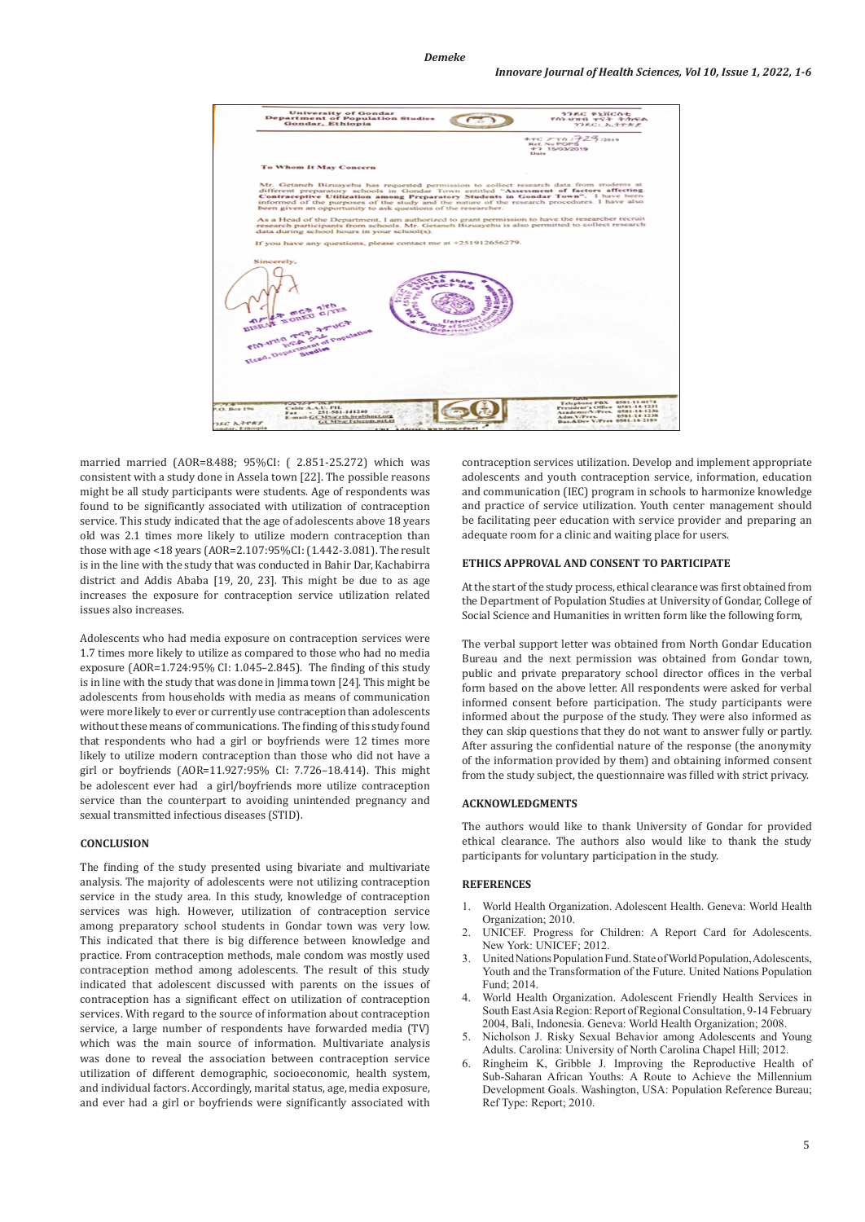married married (AOR=8.488; 95%CI: ( 2.851-25.272) which was consistent with a study done in Assela town [22]. The possible reasons might be all study participants were students. Age of respondents was found to be significantly associated with utilization of contraception service. This study indicated that the age of adolescents above 18 years old was 2.1 times more likely to utilize modern contraception than those with age <18 years (AOR=2.107:95%CI: (1.442-3.081). The result is in the line with the study that was conducted in Bahir Dar, Kachabirra district and Addis Ababa [19, 20, 23]. This might be due to as age increases the exposure for contraception service utilization related issues also increases.

Adolescents who had media exposure on contraception services were 1.7 times more likely to utilize as compared to those who had no media exposure (AOR=1.724:95% CI: 1.045–2.845). The finding of this study is in line with the study that was done in Jimma town [24]. This might be adolescents from households with media as means of communication were more likely to ever or currently use contraception than adolescents without these means of communications. The finding of this study found that respondents who had a girl or boyfriends were 12 times more likely to utilize modern contraception than those who did not have a girl or boyfriends (AOR=11.927:95% CI: 7.726–18.414). This might be adolescent ever had a girl/boyfriends more utilize contraception service than the counterpart to avoiding unintended pregnancy and sexual transmitted infectious diseases (STID).

## CONCLUSION

The finding of the study presented using bivariate and multivariate analysis. The majority of adolescents were not utilizing contraception service in the study area. In this study, knowledge of contraception services was high. However, utilization of contraception service among preparatory school students in Gondar town was very low. This indicated that there is big difference between knowledge and practice. From contraception methods, male condom was mostly used contraception method among adolescents. The result of this study indicated that adolescent discussed with parents on the issues of contraception has a significant effect on utilization of contraception services. With regard to the source of information about contraception service, a large number of respondents have forwarded media (TV) which was the main source of information. Multivariate analysis was done to reveal the association between contraception service utilization of different demographic, socioeconomic, health system, and individual factors. Accordingly, marital status, age, media exposure, and ever had a girl or boyfriends were significantly associated with contraception services utilization. Develop and implement appropriate adolescents and youth contraception service, information, education and communication (IEC) program in schools to harmonize knowledge and practice of service utilization. Youth center management should be facilitating peer education with service provider and preparing an adequate room for a clinic and waiting place for users.

## ETHICS APPROVAL AND CONSENT TO PARTICIPATE

At the start of the study process, ethical clearance was first obtained from the Department of Population Studies at University of Gondar, College of Social Science and Humanities in written form like the following form,

The verbal support letter was obtained from North Gondar Education Bureau and the next permission was obtained from Gondar town, public and private preparatory school director offices in the verbal form based on the above letter. All respondents were asked for verbal informed consent before participation. The study participants were informed about the purpose of the study. They were also informed as they can skip questions that they do not want to answer fully or partly. After assuring the confidential nature of the response (the anonymity of the information provided by them) and obtaining informed consent from the study subject, the questionnaire was filled with strict privacy.

## ACKNOWLEDGMENTS

The authors would like to thank University of Gondar for provided ethical clearance. The authors also would like to thank the study participants for voluntary participation in the study.

## REFERENCES

1. World Health Organization. Adolescent Health. Geneva: World Health Organization; 2010.
2. UNICEF. Progress for Children: A Report Card for Adolescents. New York: UNICEF; 2012.
3. United Nations Population Fund. State of World Population, Adolescents, Youth and the Transformation of the Future. United Nations Population Fund; 2014.
4. World Health Organization. Adolescent Friendly Health Services in South East Asia Region: Report of Regional Consultation, 9-14 February 2004, Bali, Indonesia. Geneva: World Health Organization; 2008.
5. Nicholson J. Risky Sexual Behavior among Adolescents and Young Adults. Carolina: University of North Carolina Chapel Hill; 2012.
6. Ringheim K, Gribble J. Improving the Reproductive Health of Sub-Saharan African Youths: A Route to Achieve the Millennium Development Goals. Washington, USA: Population Reference Bureau; Ref Type: Report; 2010.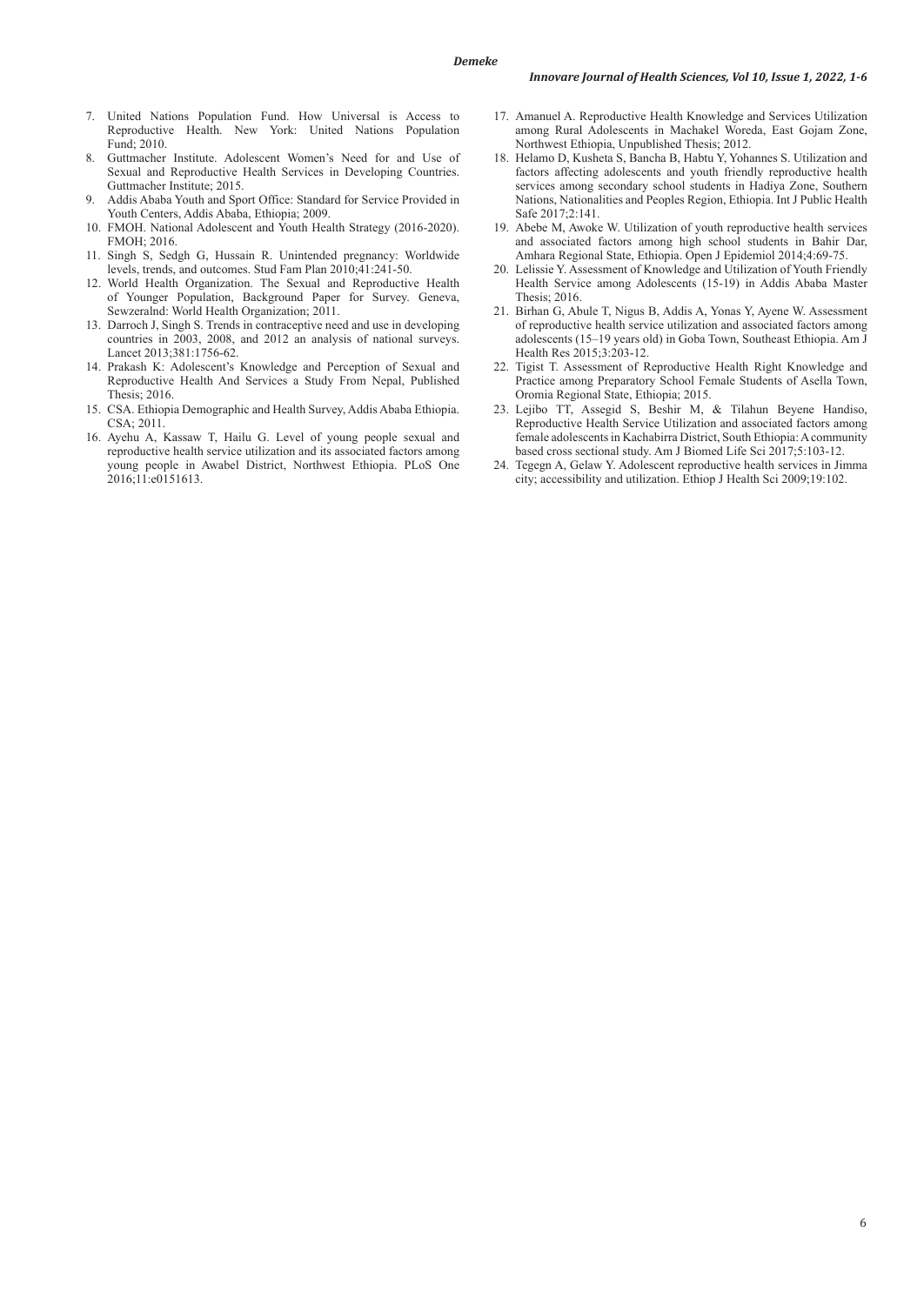7. United Nations Population Fund. How Universal is Access to Reproductive Health. New York: United Nations Population Fund; 2010.
8. Guttmacher Institute. Adolescent Women's Need for and Use of Sexual and Reproductive Health Services in Developing Countries. Guttmacher Institute; 2015.
9. Addis Ababa Youth and Sport Office: Standard for Service Provided in Youth Centers, Addis Ababa, Ethiopia; 2009.
10. FMOH. National Adolescent and Youth Health Strategy (2016-2020). FMOH; 2016.
11. Singh S, Sedgh G, Hussain R. Unintended pregnancy: Worldwide levels, trends, and outcomes. Stud Fam Plan 2010;41:241-50.
12. World Health Organization. The Sexual and Reproductive Health of Younger Population, Background Paper for Survey. Geneva, Sewzeralnd: World Health Organization; 2011.
13. Darroch J, Singh S. Trends in contraceptive need and use in developing countries in 2003, 2008, and 2012 an analysis of national surveys. Lancet 2013;381:1756-62.
14. Prakash K: Adolescent's Knowledge and Perception of Sexual and Reproductive Health And Services a Study From Nepal, Published Thesis; 2016.
15. CSA. Ethiopia Demographic and Health Survey, Addis Ababa Ethiopia. CSA; 2011.
16. Ayehu A, Kassaw T, Hailu G. Level of young people sexual and reproductive health service utilization and its associated factors among young people in Awabel District, Northwest Ethiopia. PLoS One 2016;11:e0151613.
17. Amanuel A. Reproductive Health Knowledge and Services Utilization among Rural Adolescents in Machakel Woreda, East Gojam Zone, Northwest Ethiopia, Unpublished Thesis; 2012.
18. Helamo D, Kusheta S, Bancha B, Habtu Y, Yohannes S. Utilization and factors affecting adolescents and youth friendly reproductive health services among secondary school students in Hadiya Zone, Southern Nations, Nationalities and Peoples Region, Ethiopia. Int J Public Health Safe 2017;2:141.
19. Abebe M, Awoke W. Utilization of youth reproductive health services and associated factors among high school students in Bahir Dar, Amhara Regional State, Ethiopia. Open J Epidemiol 2014;4:69-75.
20. Lelissie Y. Assessment of Knowledge and Utilization of Youth Friendly Health Service among Adolescents (15-19) in Addis Ababa Master Thesis; 2016.
21. Birhan G, Abule T, Nigus B, Addis A, Yonas Y, Ayene W. Assessment of reproductive health service utilization and associated factors among adolescents (15–19 years old) in Goba Town, Southeast Ethiopia. Am J Health Res 2015;3:203-12.
22. Tigist T. Assessment of Reproductive Health Right Knowledge and Practice among Preparatory School Female Students of Asella Town, Oromia Regional State, Ethiopia; 2015.
23. Lejibo TT, Assegid S, Beshir M, & Tilahun Beyene Handiso, Reproductive Health Service Utilization and associated factors among female adolescents in Kachabirra District, South Ethiopia: A community based cross sectional study. Am J Biomed Life Sci 2017;5:103-12.
24. Tegegn A, Gelaw Y. Adolescent reproductive health services in Jimma city; accessibility and utilization. Ethiop J Health Sci 2009;19:102.